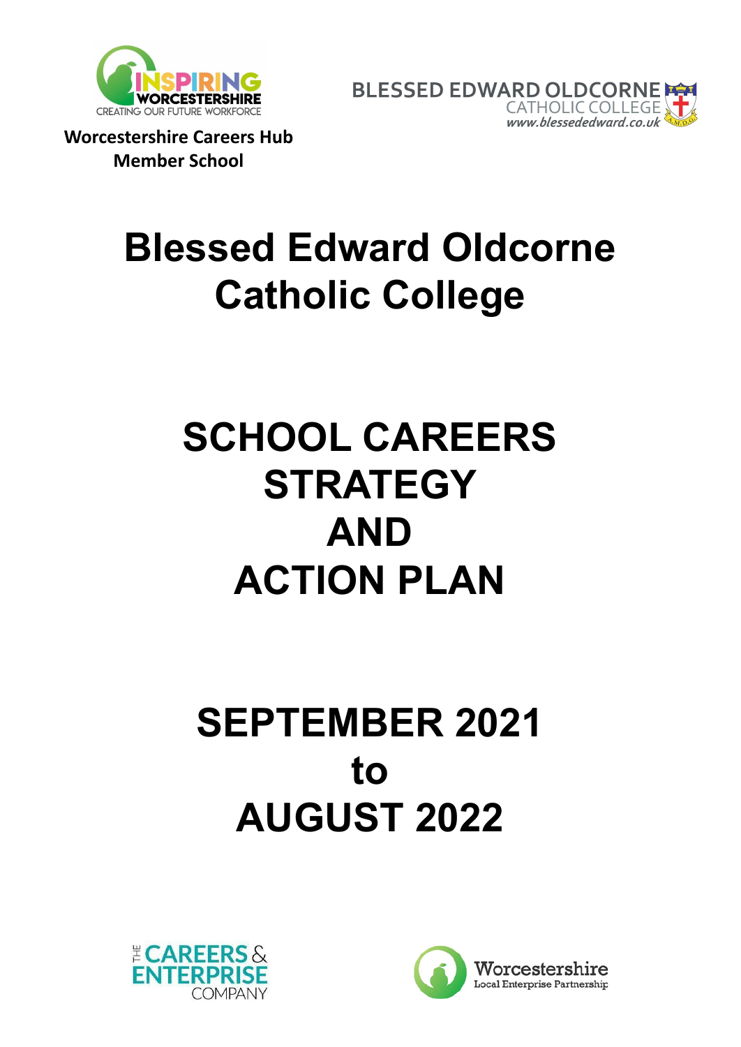INSPIRING WORCESTERSHIRE
CREATING OUR FUTURE WORKFORCE

**Worcestershire Careers Hub Member School**

BLESSED EDWARD OLDCORNE
CATHOLIC COLLEGE
*www.blessededward.co.uk*

# Blessed Edward Oldcorne Catholic College

# SCHOOL CAREERS STRATEGY AND ACTION PLAN

# SEPTEMBER 2021 to AUGUST 2022

THE CAREERS & ENTERPRISE COMPANY

Worcestershire Local Enterprise Partnership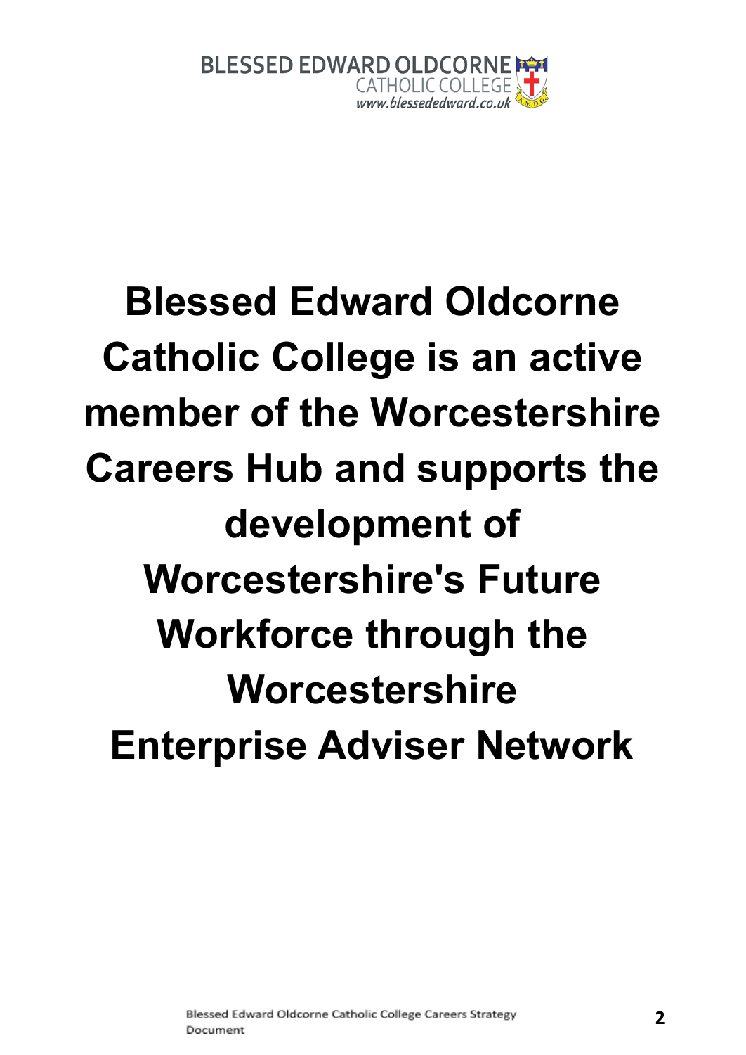# Blessed Edward Oldcorne Catholic College is an active member of the Worcestershire Careers Hub and supports the development of Worcestershire's Future Workforce through the Worcestershire Enterprise Adviser Network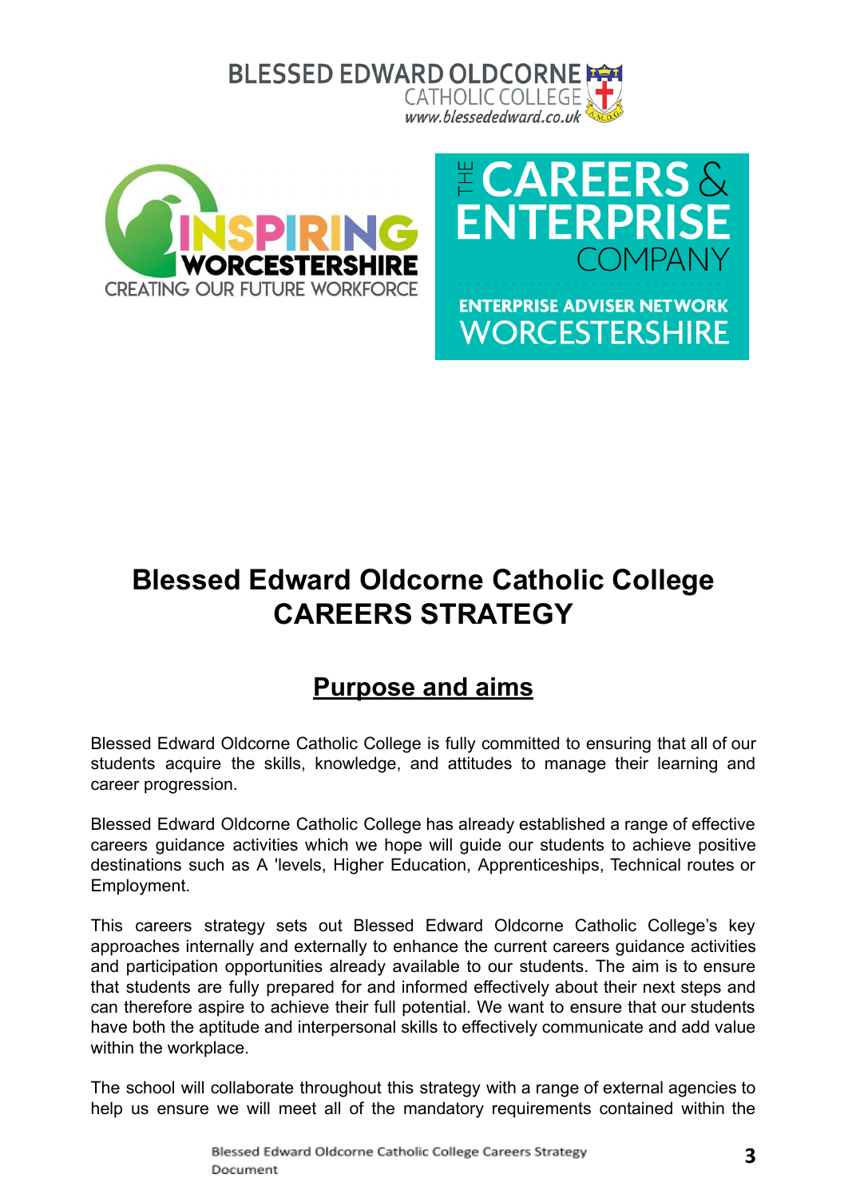# Blessed Edward Oldcorne Catholic College CAREERS STRATEGY

## Purpose and aims

Blessed Edward Oldcorne Catholic College is fully committed to ensuring that all of our students acquire the skills, knowledge, and attitudes to manage their learning and career progression.

Blessed Edward Oldcorne Catholic College has already established a range of effective careers guidance activities which we hope will guide our students to achieve positive destinations such as A 'levels, Higher Education, Apprenticeships, Technical routes or Employment.

This careers strategy sets out Blessed Edward Oldcorne Catholic College's key approaches internally and externally to enhance the current careers guidance activities and participation opportunities already available to our students. The aim is to ensure that students are fully prepared for and informed effectively about their next steps and can therefore aspire to achieve their full potential. We want to ensure that our students have both the aptitude and interpersonal skills to effectively communicate and add value within the workplace.

The school will collaborate throughout this strategy with a range of external agencies to help us ensure we will meet all of the mandatory requirements contained within the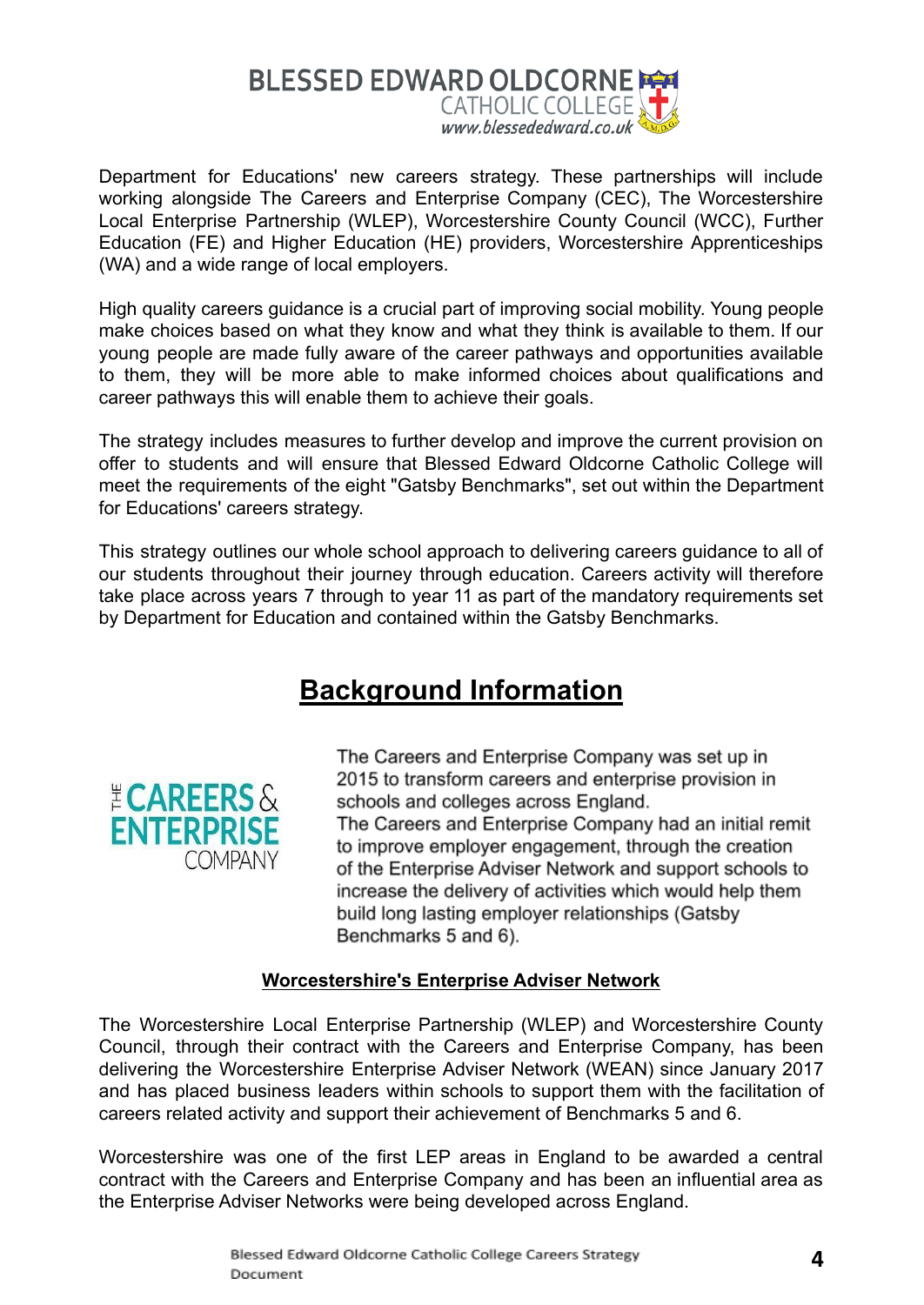Department for Educations' new careers strategy. These partnerships will include working alongside The Careers and Enterprise Company (CEC), The Worcestershire Local Enterprise Partnership (WLEP), Worcestershire County Council (WCC), Further Education (FE) and Higher Education (HE) providers, Worcestershire Apprenticeships (WA) and a wide range of local employers.

High quality careers guidance is a crucial part of improving social mobility. Young people make choices based on what they know and what they think is available to them. If our young people are made fully aware of the career pathways and opportunities available to them, they will be more able to make informed choices about qualifications and career pathways this will enable them to achieve their goals.

The strategy includes measures to further develop and improve the current provision on offer to students and will ensure that Blessed Edward Oldcorne Catholic College will meet the requirements of the eight "Gatsby Benchmarks", set out within the Department for Educations' careers strategy.

This strategy outlines our whole school approach to delivering careers guidance to all of our students throughout their journey through education. Careers activity will therefore take place across years 7 through to year 11 as part of the mandatory requirements set by Department for Education and contained within the Gatsby Benchmarks.

## Background Information

THE CAREERS & ENTERPRISE COMPANY

The Careers and Enterprise Company was set up in 2015 to transform careers and enterprise provision in schools and colleges across England.
The Careers and Enterprise Company had an initial remit to improve employer engagement, through the creation of the Enterprise Adviser Network and support schools to increase the delivery of activities which would help them build long lasting employer relationships (Gatsby Benchmarks 5 and 6).

### Worcestershire's Enterprise Adviser Network

The Worcestershire Local Enterprise Partnership (WLEP) and Worcestershire County Council, through their contract with the Careers and Enterprise Company, has been delivering the Worcestershire Enterprise Adviser Network (WEAN) since January 2017 and has placed business leaders within schools to support them with the facilitation of careers related activity and support their achievement of Benchmarks 5 and 6.

Worcestershire was one of the first LEP areas in England to be awarded a central contract with the Careers and Enterprise Company and has been an influential area as the Enterprise Adviser Networks were being developed across England.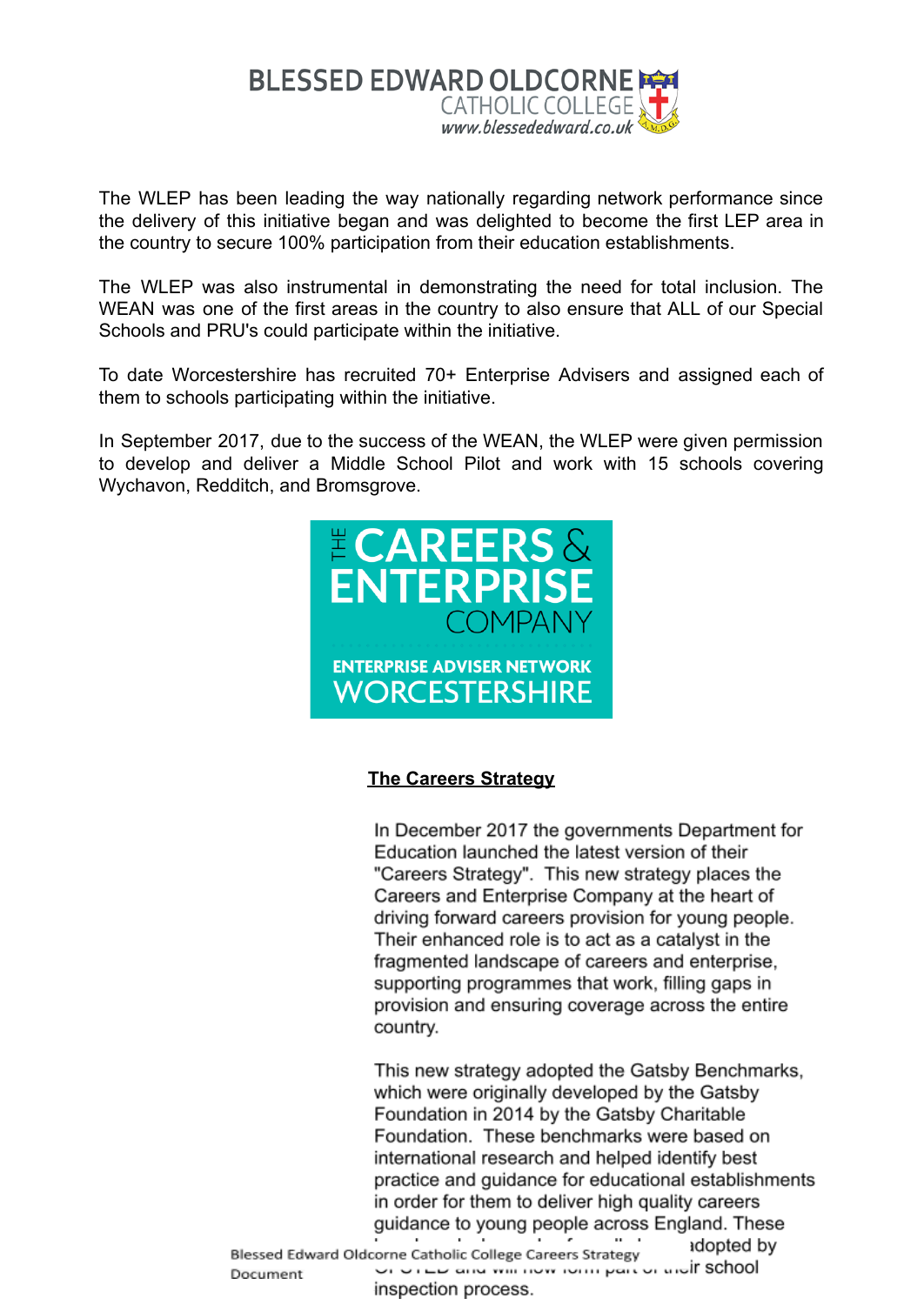The WLEP has been leading the way nationally regarding network performance since the delivery of this initiative began and was delighted to become the first LEP area in the country to secure 100% participation from their education establishments.

The WLEP was also instrumental in demonstrating the need for total inclusion. The WEAN was one of the first areas in the country to also ensure that ALL of our Special Schools and PRU's could participate within the initiative.

To date Worcestershire has recruited 70+ Enterprise Advisers and assigned each of them to schools participating within the initiative.

In September 2017, due to the success of the WEAN, the WLEP were given permission to develop and deliver a Middle School Pilot and work with 15 schools covering Wychavon, Redditch, and Bromsgrove.

THE CAREERS & ENTERPRISE COMPANY

ENTERPRISE ADVISER NETWORK WORCESTERSHIRE

## The Careers Strategy

In December 2017 the governments Department for Education launched the latest version of their "Careers Strategy". This new strategy places the Careers and Enterprise Company at the heart of driving forward careers provision for young people. Their enhanced role is to act as a catalyst in the fragmented landscape of careers and enterprise, supporting programmes that work, filling gaps in provision and ensuring coverage across the entire country.

This new strategy adopted the Gatsby Benchmarks, which were originally developed by the Gatsby Foundation in 2014 by the Gatsby Charitable Foundation. These benchmarks were based on international research and helped identify best practice and guidance for educational establishments in order for them to deliver high quality careers guidance to young people across England. These benchmarks have also now formally been adopted by OFSTED and will now form part of their school inspection process.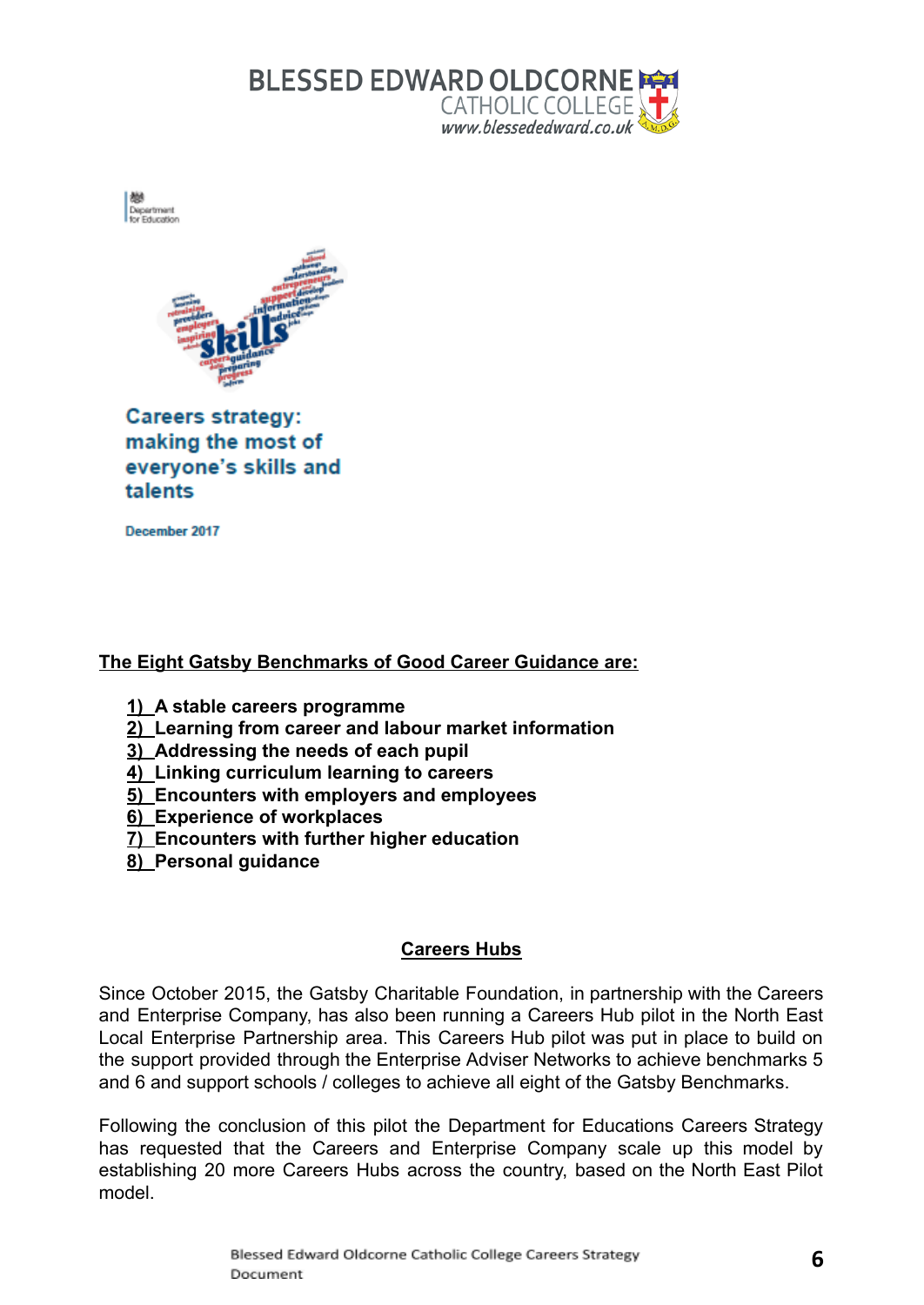Department for Education

Careers strategy: making the most of everyone's skills and talents

December 2017

**The Eight Gatsby Benchmarks of Good Career Guidance are:**

1) **A stable careers programme**
2) **Learning from career and labour market information**
3) **Addressing the needs of each pupil**
4) **Linking curriculum learning to careers**
5) **Encounters with employers and employees**
6) **Experience of workplaces**
7) **Encounters with further higher education**
8) **Personal guidance**

## Careers Hubs

Since October 2015, the Gatsby Charitable Foundation, in partnership with the Careers and Enterprise Company, has also been running a Careers Hub pilot in the North East Local Enterprise Partnership area. This Careers Hub pilot was put in place to build on the support provided through the Enterprise Adviser Networks to achieve benchmarks 5 and 6 and support schools / colleges to achieve all eight of the Gatsby Benchmarks.

Following the conclusion of this pilot the Department for Educations Careers Strategy has requested that the Careers and Enterprise Company scale up this model by establishing 20 more Careers Hubs across the country, based on the North East Pilot model.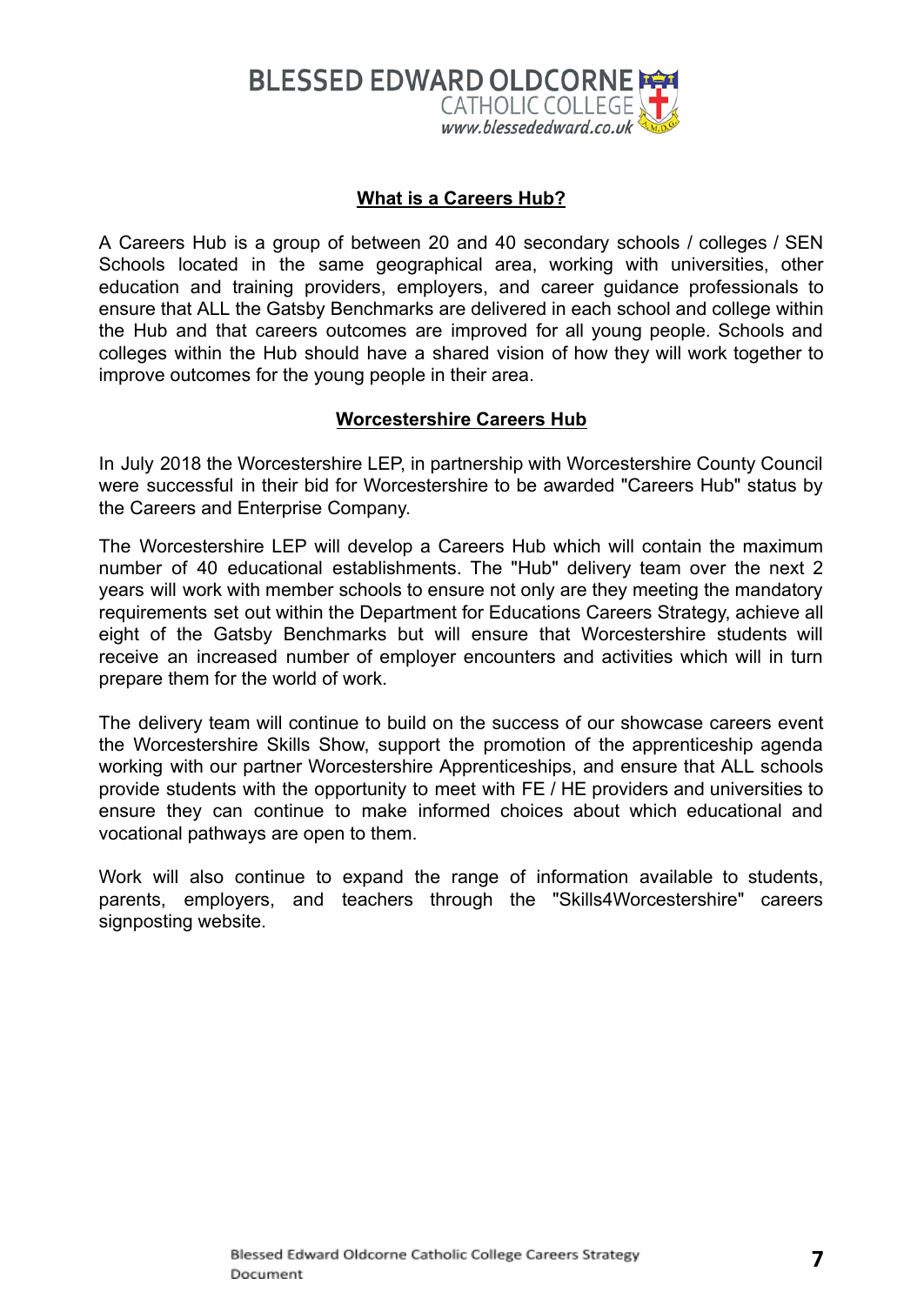## What is a Careers Hub?

A Careers Hub is a group of between 20 and 40 secondary schools / colleges / SEN Schools located in the same geographical area, working with universities, other education and training providers, employers, and career guidance professionals to ensure that ALL the Gatsby Benchmarks are delivered in each school and college within the Hub and that careers outcomes are improved for all young people. Schools and colleges within the Hub should have a shared vision of how they will work together to improve outcomes for the young people in their area.

## Worcestershire Careers Hub

In July 2018 the Worcestershire LEP, in partnership with Worcestershire County Council were successful in their bid for Worcestershire to be awarded "Careers Hub" status by the Careers and Enterprise Company.

The Worcestershire LEP will develop a Careers Hub which will contain the maximum number of 40 educational establishments. The "Hub" delivery team over the next 2 years will work with member schools to ensure not only are they meeting the mandatory requirements set out within the Department for Educations Careers Strategy, achieve all eight of the Gatsby Benchmarks but will ensure that Worcestershire students will receive an increased number of employer encounters and activities which will in turn prepare them for the world of work.

The delivery team will continue to build on the success of our showcase careers event the Worcestershire Skills Show, support the promotion of the apprenticeship agenda working with our partner Worcestershire Apprenticeships, and ensure that ALL schools provide students with the opportunity to meet with FE / HE providers and universities to ensure they can continue to make informed choices about which educational and vocational pathways are open to them.

Work will also continue to expand the range of information available to students, parents, employers, and teachers through the "Skills4Worcestershire" careers signposting website.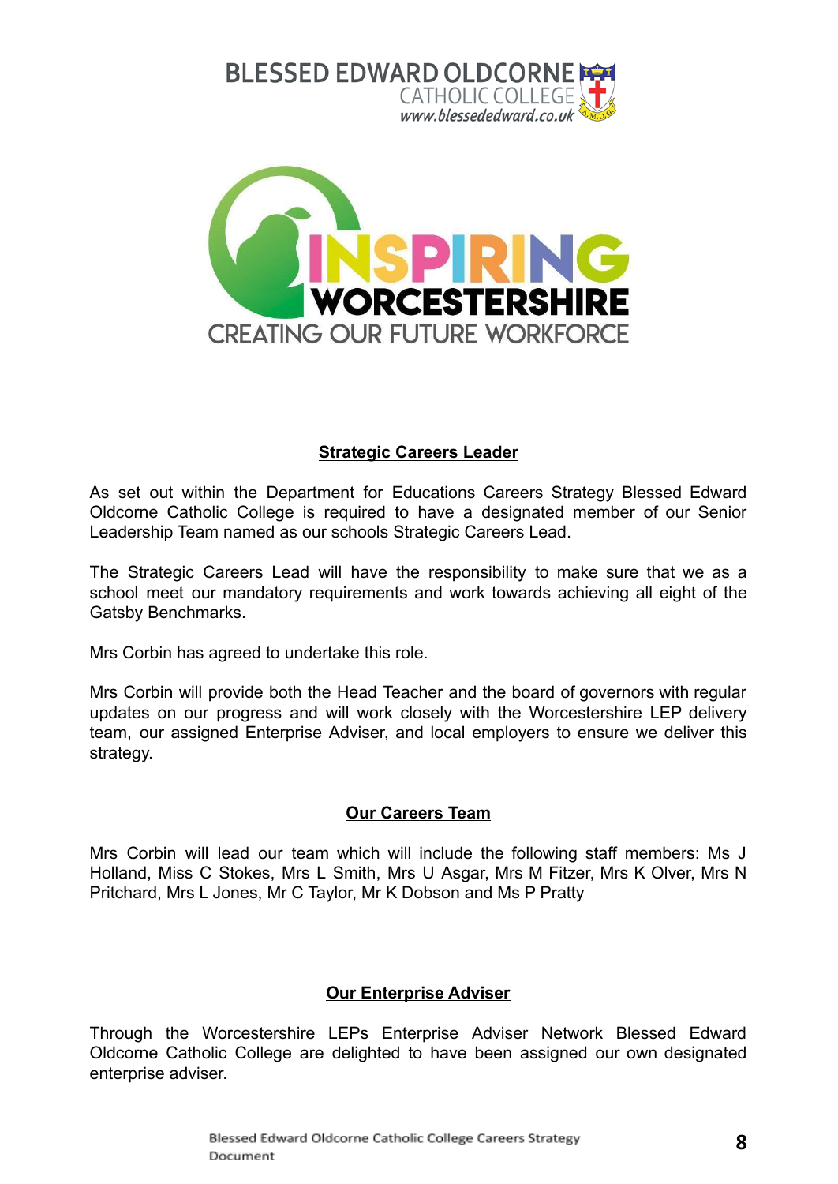## Strategic Careers Leader

As set out within the Department for Educations Careers Strategy Blessed Edward Oldcorne Catholic College is required to have a designated member of our Senior Leadership Team named as our schools Strategic Careers Lead.

The Strategic Careers Lead will have the responsibility to make sure that we as a school meet our mandatory requirements and work towards achieving all eight of the Gatsby Benchmarks.

Mrs Corbin has agreed to undertake this role.

Mrs Corbin will provide both the Head Teacher and the board of governors with regular updates on our progress and will work closely with the Worcestershire LEP delivery team, our assigned Enterprise Adviser, and local employers to ensure we deliver this strategy.

## Our Careers Team

Mrs Corbin will lead our team which will include the following staff members: Ms J Holland, Miss C Stokes, Mrs L Smith, Mrs U Asgar, Mrs M Fitzer, Mrs K Olver, Mrs N Pritchard, Mrs L Jones, Mr C Taylor, Mr K Dobson and Ms P Pratty

## Our Enterprise Adviser

Through the Worcestershire LEPs Enterprise Adviser Network Blessed Edward Oldcorne Catholic College are delighted to have been assigned our own designated enterprise adviser.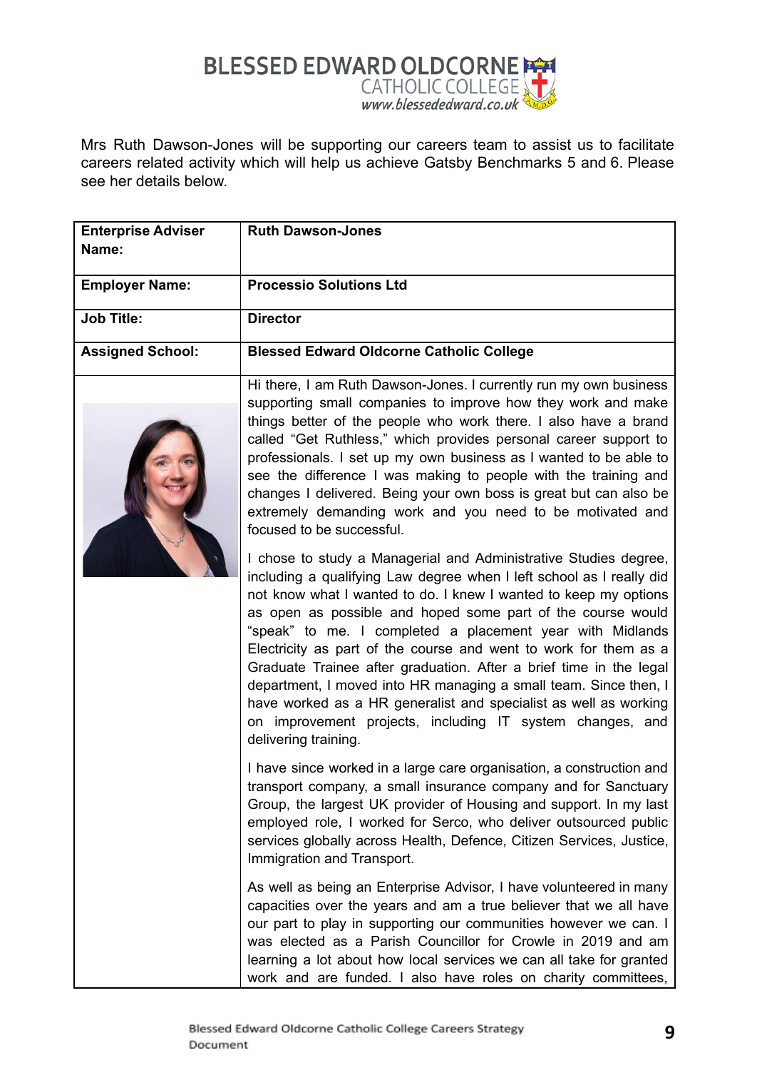Mrs Ruth Dawson-Jones will be supporting our careers team to assist us to facilitate careers related activity which will help us achieve Gatsby Benchmarks 5 and 6. Please see her details below.

| | |
|---|---|
| **Enterprise Adviser Name:** | **Ruth Dawson-Jones** |
| **Employer Name:** | **Processio Solutions Ltd** |
| **Job Title:** | **Director** |
| **Assigned School:** | **Blessed Edward Oldcorne Catholic College** |
| | Hi there, I am Ruth Dawson-Jones. I currently run my own business supporting small companies to improve how they work and make things better of the people who work there. I also have a brand called "Get Ruthless," which provides personal career support to professionals. I set up my own business as I wanted to be able to see the difference I was making to people with the training and changes I delivered. Being your own boss is great but can also be extremely demanding work and you need to be motivated and focused to be successful. <br><br> I chose to study a Managerial and Administrative Studies degree, including a qualifying Law degree when I left school as I really did not know what I wanted to do. I knew I wanted to keep my options as open as possible and hoped some part of the course would "speak" to me. I completed a placement year with Midlands Electricity as part of the course and went to work for them as a Graduate Trainee after graduation. After a brief time in the legal department, I moved into HR managing a small team. Since then, I have worked as a HR generalist and specialist as well as working on improvement projects, including IT system changes, and delivering training. <br><br> I have since worked in a large care organisation, a construction and transport company, a small insurance company and for Sanctuary Group, the largest UK provider of Housing and support. In my last employed role, I worked for Serco, who deliver outsourced public services globally across Health, Defence, Citizen Services, Justice, Immigration and Transport. <br><br> As well as being an Enterprise Advisor, I have volunteered in many capacities over the years and am a true believer that we all have our part to play in supporting our communities however we can. I was elected as a Parish Councillor for Crowle in 2019 and am learning a lot about how local services we can all take for granted work and are funded. I also have roles on charity committees, |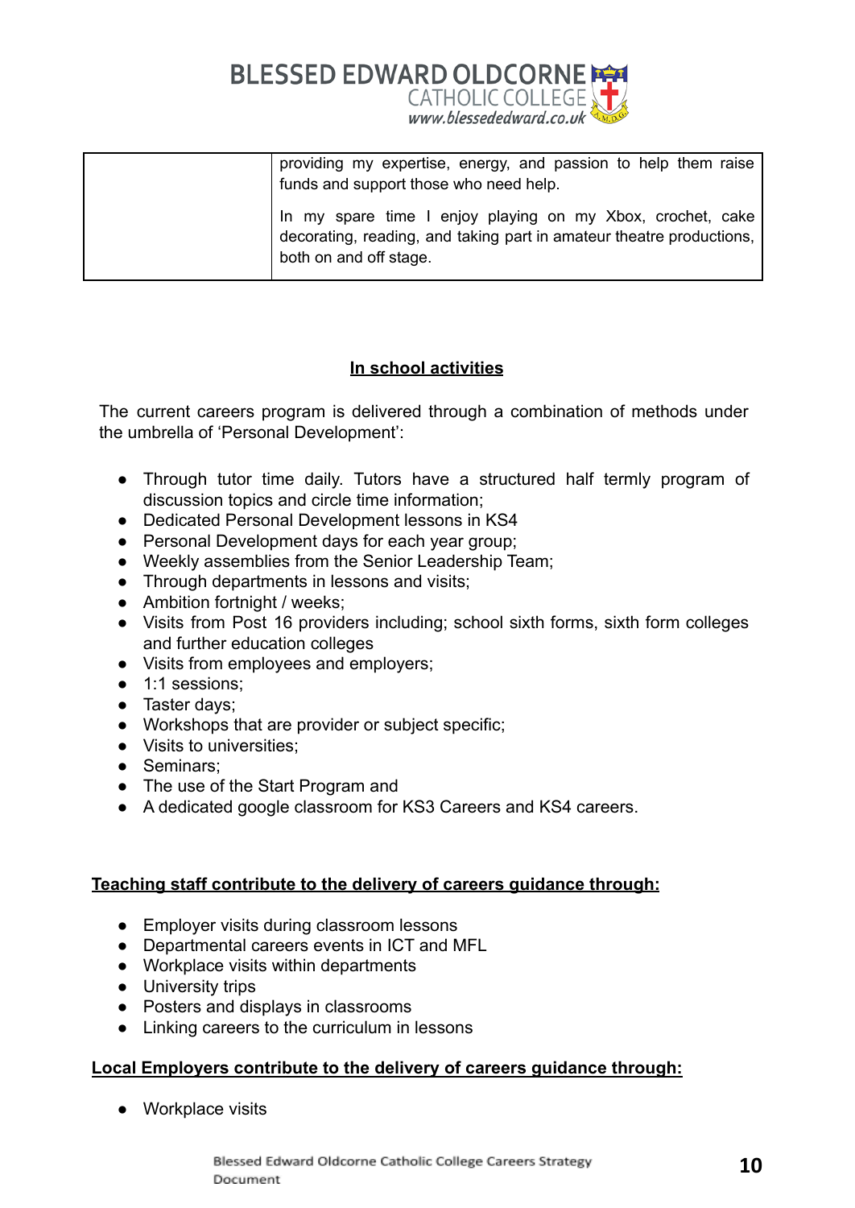| | |
|---|---|
| | providing my expertise, energy, and passion to help them raise funds and support those who need help.<br><br>In my spare time I enjoy playing on my Xbox, crochet, cake decorating, reading, and taking part in amateur theatre productions, both on and off stage. |

## In school activities

The current careers program is delivered through a combination of methods under the umbrella of 'Personal Development':

- Through tutor time daily. Tutors have a structured half termly program of discussion topics and circle time information;
- Dedicated Personal Development lessons in KS4
- Personal Development days for each year group;
- Weekly assemblies from the Senior Leadership Team;
- Through departments in lessons and visits;
- Ambition fortnight / weeks;
- Visits from Post 16 providers including; school sixth forms, sixth form colleges and further education colleges
- Visits from employees and employers;
- 1:1 sessions;
- Taster days;
- Workshops that are provider or subject specific;
- Visits to universities;
- Seminars;
- The use of the Start Program and
- A dedicated google classroom for KS3 Careers and KS4 careers.

### Teaching staff contribute to the delivery of careers guidance through:

- Employer visits during classroom lessons
- Departmental careers events in ICT and MFL
- Workplace visits within departments
- University trips
- Posters and displays in classrooms
- Linking careers to the curriculum in lessons

### Local Employers contribute to the delivery of careers guidance through:

- Workplace visits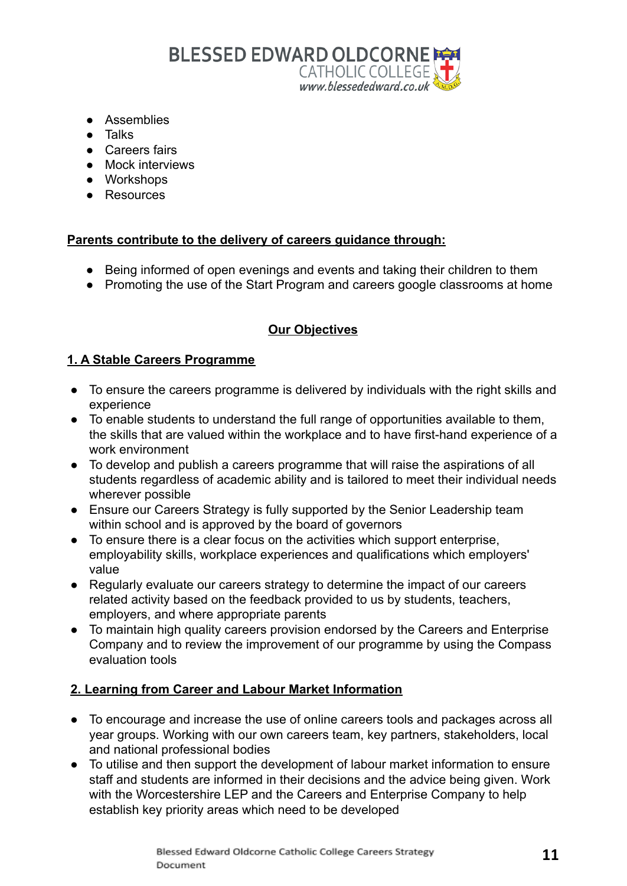- Assemblies
- Talks
- Careers fairs
- Mock interviews
- Workshops
- Resources

**Parents contribute to the delivery of careers guidance through:**

- Being informed of open evenings and events and taking their children to them
- Promoting the use of the Start Program and careers google classrooms at home

## Our Objectives

### 1. A Stable Careers Programme

- To ensure the careers programme is delivered by individuals with the right skills and experience
- To enable students to understand the full range of opportunities available to them, the skills that are valued within the workplace and to have first-hand experience of a work environment
- To develop and publish a careers programme that will raise the aspirations of all students regardless of academic ability and is tailored to meet their individual needs wherever possible
- Ensure our Careers Strategy is fully supported by the Senior Leadership team within school and is approved by the board of governors
- To ensure there is a clear focus on the activities which support enterprise, employability skills, workplace experiences and qualifications which employers' value
- Regularly evaluate our careers strategy to determine the impact of our careers related activity based on the feedback provided to us by students, teachers, employers, and where appropriate parents
- To maintain high quality careers provision endorsed by the Careers and Enterprise Company and to review the improvement of our programme by using the Compass evaluation tools

### 2. Learning from Career and Labour Market Information

- To encourage and increase the use of online careers tools and packages across all year groups. Working with our own careers team, key partners, stakeholders, local and national professional bodies
- To utilise and then support the development of labour market information to ensure staff and students are informed in their decisions and the advice being given. Work with the Worcestershire LEP and the Careers and Enterprise Company to help establish key priority areas which need to be developed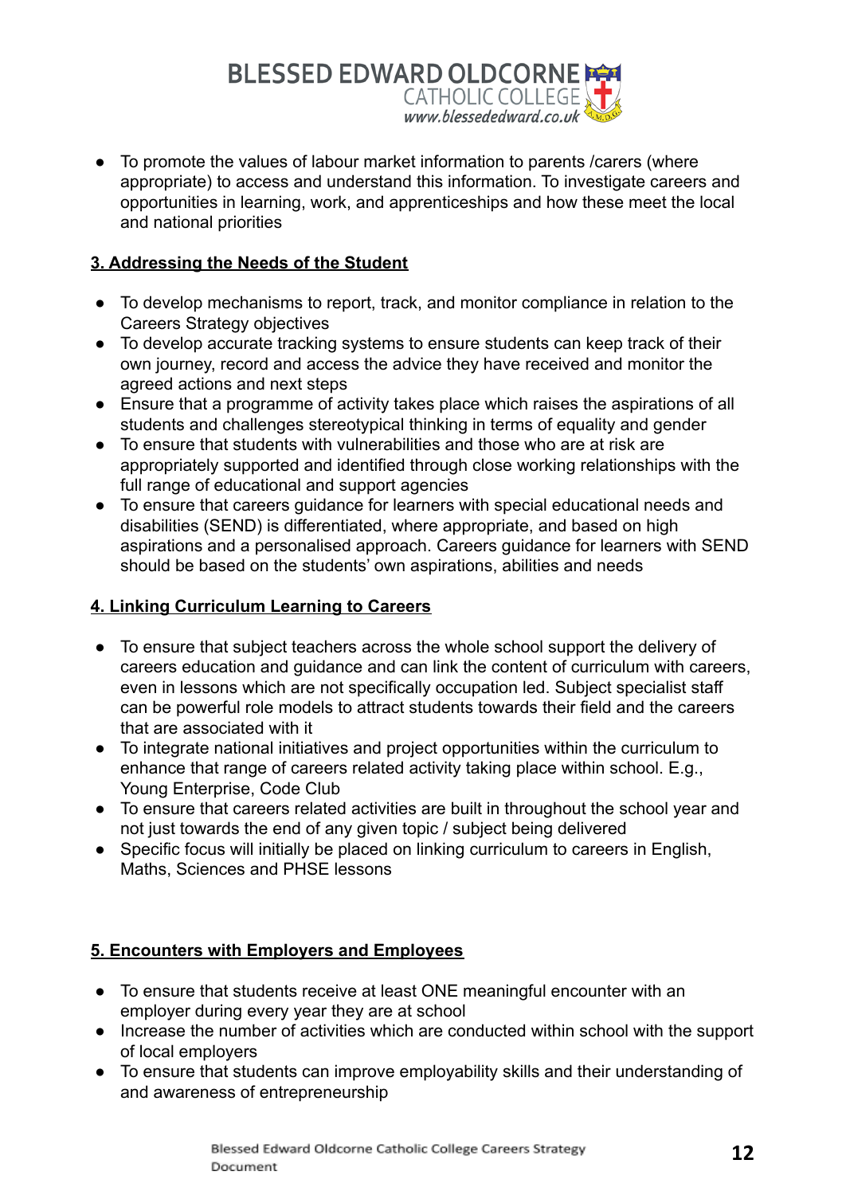- To promote the values of labour market information to parents /carers (where appropriate) to access and understand this information. To investigate careers and opportunities in learning, work, and apprenticeships and how these meet the local and national priorities

**3. Addressing the Needs of the Student**

- To develop mechanisms to report, track, and monitor compliance in relation to the Careers Strategy objectives
- To develop accurate tracking systems to ensure students can keep track of their own journey, record and access the advice they have received and monitor the agreed actions and next steps
- Ensure that a programme of activity takes place which raises the aspirations of all students and challenges stereotypical thinking in terms of equality and gender
- To ensure that students with vulnerabilities and those who are at risk are appropriately supported and identified through close working relationships with the full range of educational and support agencies
- To ensure that careers guidance for learners with special educational needs and disabilities (SEND) is differentiated, where appropriate, and based on high aspirations and a personalised approach. Careers guidance for learners with SEND should be based on the students' own aspirations, abilities and needs

**4. Linking Curriculum Learning to Careers**

- To ensure that subject teachers across the whole school support the delivery of careers education and guidance and can link the content of curriculum with careers, even in lessons which are not specifically occupation led. Subject specialist staff can be powerful role models to attract students towards their field and the careers that are associated with it
- To integrate national initiatives and project opportunities within the curriculum to enhance that range of careers related activity taking place within school. E.g., Young Enterprise, Code Club
- To ensure that careers related activities are built in throughout the school year and not just towards the end of any given topic / subject being delivered
- Specific focus will initially be placed on linking curriculum to careers in English, Maths, Sciences and PHSE lessons

**5. Encounters with Employers and Employees**

- To ensure that students receive at least ONE meaningful encounter with an employer during every year they are at school
- Increase the number of activities which are conducted within school with the support of local employers
- To ensure that students can improve employability skills and their understanding of and awareness of entrepreneurship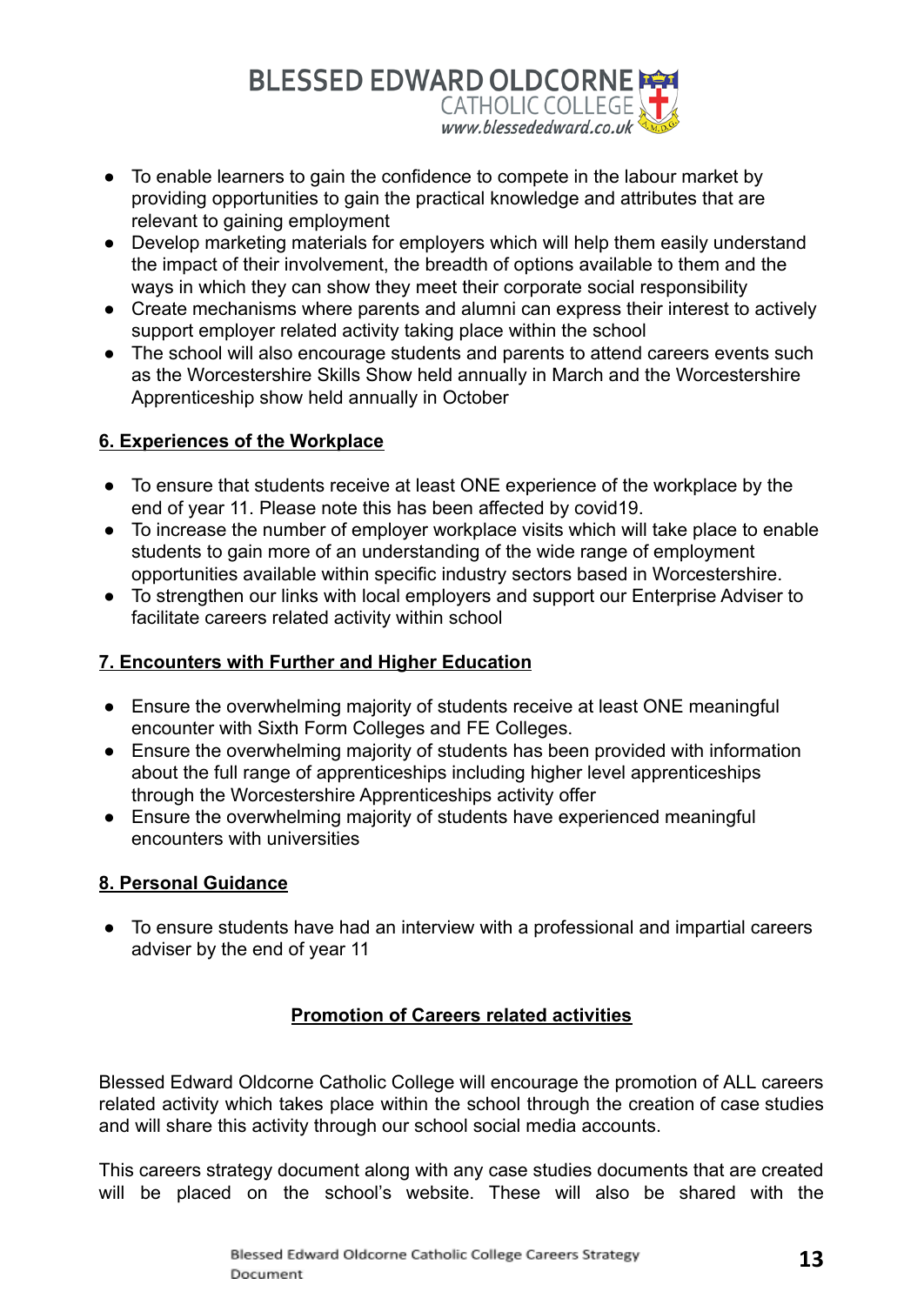- To enable learners to gain the confidence to compete in the labour market by providing opportunities to gain the practical knowledge and attributes that are relevant to gaining employment
- Develop marketing materials for employers which will help them easily understand the impact of their involvement, the breadth of options available to them and the ways in which they can show they meet their corporate social responsibility
- Create mechanisms where parents and alumni can express their interest to actively support employer related activity taking place within the school
- The school will also encourage students and parents to attend careers events such as the Worcestershire Skills Show held annually in March and the Worcestershire Apprenticeship show held annually in October

## 6. Experiences of the Workplace

- To ensure that students receive at least ONE experience of the workplace by the end of year 11. Please note this has been affected by covid19.
- To increase the number of employer workplace visits which will take place to enable students to gain more of an understanding of the wide range of employment opportunities available within specific industry sectors based in Worcestershire.
- To strengthen our links with local employers and support our Enterprise Adviser to facilitate careers related activity within school

## 7. Encounters with Further and Higher Education

- Ensure the overwhelming majority of students receive at least ONE meaningful encounter with Sixth Form Colleges and FE Colleges.
- Ensure the overwhelming majority of students has been provided with information about the full range of apprenticeships including higher level apprenticeships through the Worcestershire Apprenticeships activity offer
- Ensure the overwhelming majority of students have experienced meaningful encounters with universities

## 8. Personal Guidance

- To ensure students have had an interview with a professional and impartial careers adviser by the end of year 11

## Promotion of Careers related activities

Blessed Edward Oldcorne Catholic College will encourage the promotion of ALL careers related activity which takes place within the school through the creation of case studies and will share this activity through our school social media accounts.

This careers strategy document along with any case studies documents that are created will be placed on the school's website. These will also be shared with the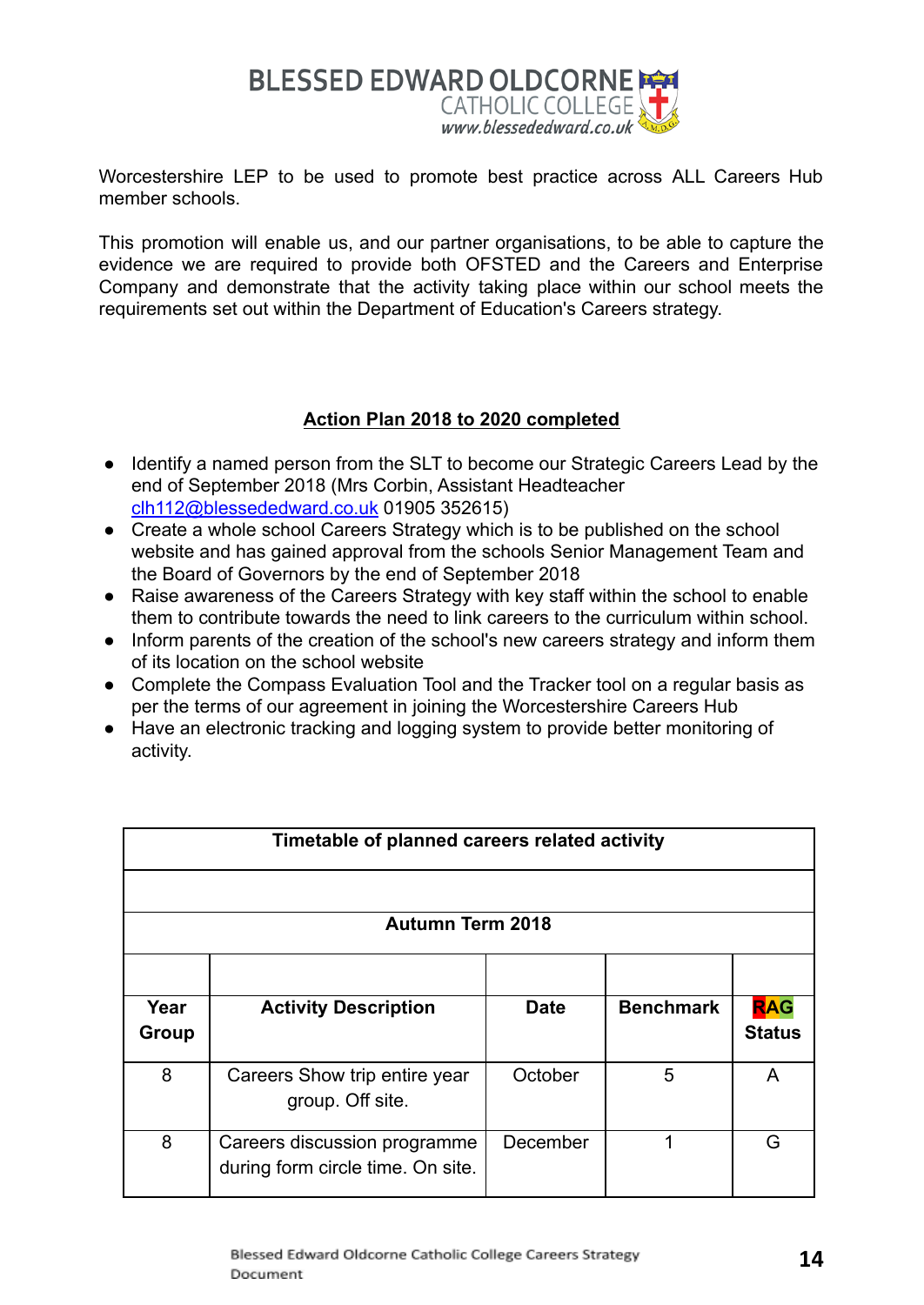Worcestershire LEP to be used to promote best practice across ALL Careers Hub member schools.

This promotion will enable us, and our partner organisations, to be able to capture the evidence we are required to provide both OFSTED and the Careers and Enterprise Company and demonstrate that the activity taking place within our school meets the requirements set out within the Department of Education's Careers strategy.

**Action Plan 2018 to 2020 completed**

- Identify a named person from the SLT to become our Strategic Careers Lead by the end of September 2018 (Mrs Corbin, Assistant Headteacher clh112@blessededward.co.uk 01905 352615)
- Create a whole school Careers Strategy which is to be published on the school website and has gained approval from the schools Senior Management Team and the Board of Governors by the end of September 2018
- Raise awareness of the Careers Strategy with key staff within the school to enable them to contribute towards the need to link careers to the curriculum within school.
- Inform parents of the creation of the school's new careers strategy and inform them of its location on the school website
- Complete the Compass Evaluation Tool and the Tracker tool on a regular basis as per the terms of our agreement in joining the Worcestershire Careers Hub
- Have an electronic tracking and logging system to provide better monitoring of activity.

**Timetable of planned careers related activity**

**Autumn Term 2018**

| Year Group | Activity Description | Date | Benchmark | RAG Status |
|---|---|---|---|---|
| 8 | Careers Show trip entire year group. Off site. | October | 5 | A |
| 8 | Careers discussion programme during form circle time. On site. | December | 1 | G |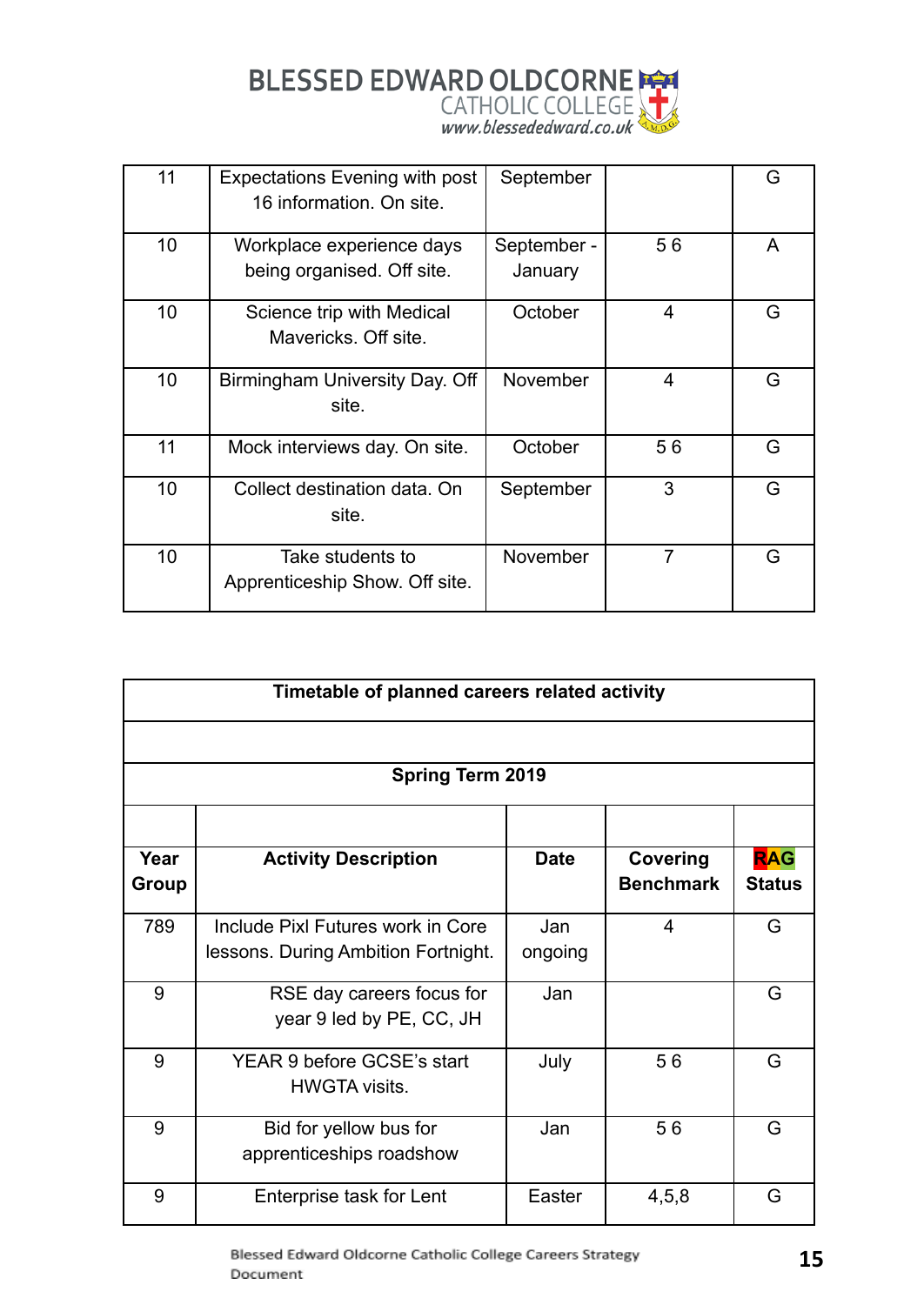| | | | | |
|---|---|---|---|---|
| 11 | Expectations Evening with post 16 information. On site. | September | | G |
| 10 | Workplace experience days being organised. Off site. | September - January | 5 6 | A |
| 10 | Science trip with Medical Mavericks. Off site. | October | 4 | G |
| 10 | Birmingham University Day. Off site. | November | 4 | G |
| 11 | Mock interviews day. On site. | October | 5 6 | G |
| 10 | Collect destination data. On site. | September | 3 | G |
| 10 | Take students to Apprenticeship Show. Off site. | November | 7 | G |

| Timetable of planned careers related activity | | | | |
|---|---|---|---|---|
| | | | | |
| **Spring Term 2019** | | | | |
| | | | | |
| **Year Group** | **Activity Description** | **Date** | **Covering Benchmark** | **RAG Status** |
| 789 | Include Pixl Futures work in Core lessons. During Ambition Fortnight. | Jan ongoing | 4 | G |
| 9 | RSE day careers focus for year 9 led by PE, CC, JH | Jan | | G |
| 9 | YEAR 9 before GCSE's start HWGTA visits. | July | 5 6 | G |
| 9 | Bid for yellow bus for apprenticeships roadshow | Jan | 5 6 | G |
| 9 | Enterprise task for Lent | Easter | 4,5,8 | G |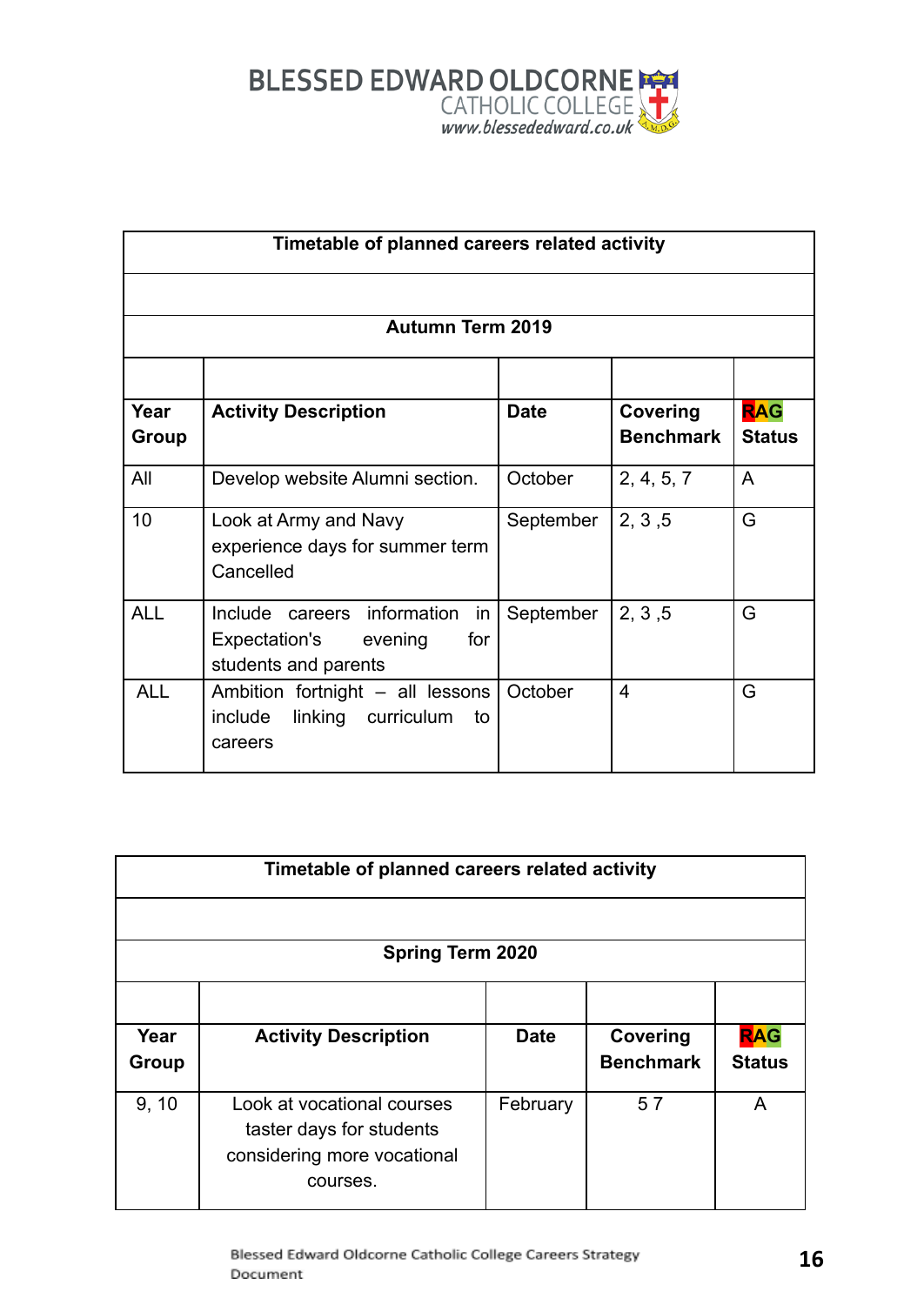| Timetable of planned careers related activity | | | | |
|---|---|---|---|---|
| | | | | |
| **Autumn Term 2019** | | | | |
| | | | | |
| **Year Group** | **Activity Description** | **Date** | **Covering Benchmark** | **RAG Status** |
| All | Develop website Alumni section. | October | 2, 4, 5, 7 | A |
| 10 | Look at Army and Navy experience days for summer term Cancelled | September | 2, 3 ,5 | G |
| ALL | Include careers information in Expectation's evening for students and parents | September | 2, 3 ,5 | G |
| ALL | Ambition fortnight – all lessons include linking curriculum to careers | October | 4 | G |

| Timetable of planned careers related activity | | | | |
|---|---|---|---|---|
| | | | | |
| **Spring Term 2020** | | | | |
| | | | | |
| **Year Group** | **Activity Description** | **Date** | **Covering Benchmark** | **RAG Status** |
| 9, 10 | Look at vocational courses taster days for students considering more vocational courses. | February | 5 7 | A |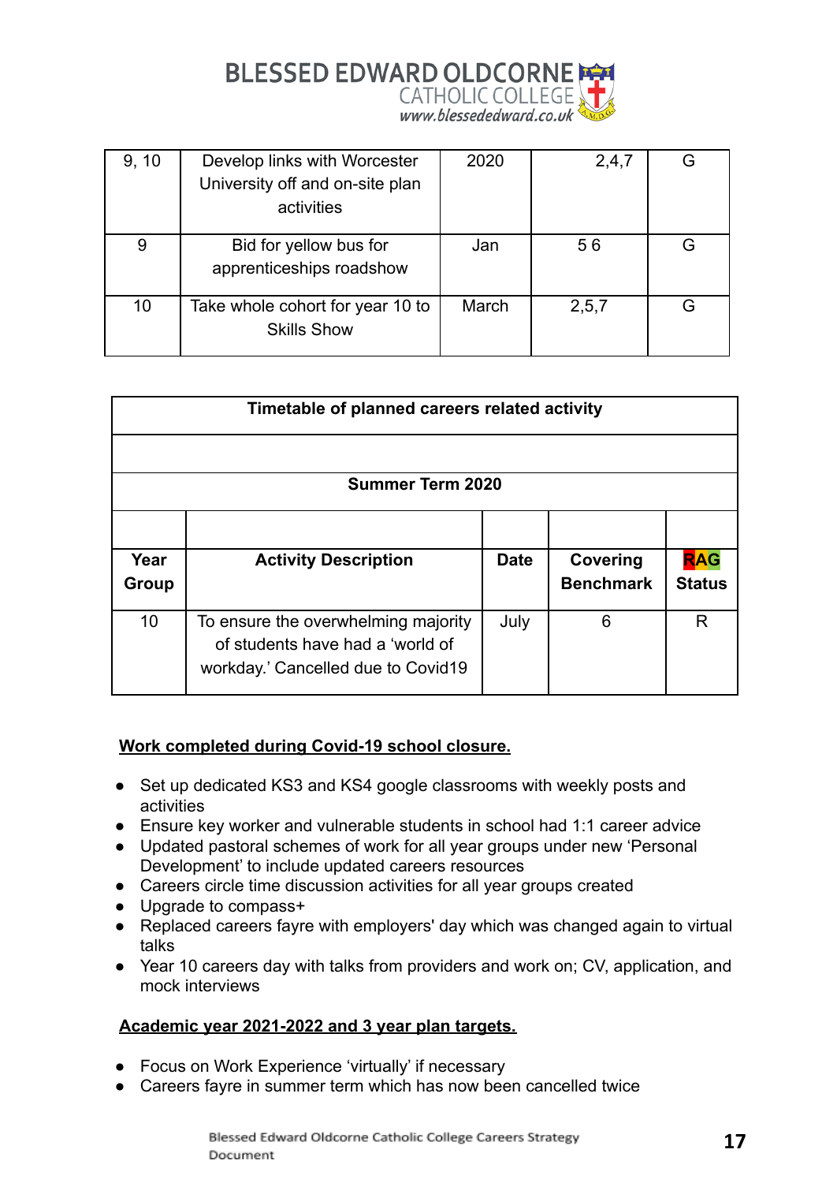| | | | | |
|---|---|---|---|---|
| 9, 10 | Develop links with Worcester University off and on-site plan activities | 2020 | 2,4,7 | G |
| 9 | Bid for yellow bus for apprenticeships roadshow | Jan | 5 6 | G |
| 10 | Take whole cohort for year 10 to Skills Show | March | 2,5,7 | G |

| **Timetable of planned careers related activity** | | | | |
|---|---|---|---|---|
| | | | | |
| **Summer Term 2020** | | | | |
| | | | | |
| **Year Group** | **Activity Description** | **Date** | **Covering Benchmark** | **RAG Status** |
| 10 | To ensure the overwhelming majority of students have had a 'world of workday.' Cancelled due to Covid19 | July | 6 | R |

**Work completed during Covid-19 school closure.**

- Set up dedicated KS3 and KS4 google classrooms with weekly posts and activities
- Ensure key worker and vulnerable students in school had 1:1 career advice
- Updated pastoral schemes of work for all year groups under new 'Personal Development' to include updated careers resources
- Careers circle time discussion activities for all year groups created
- Upgrade to compass+
- Replaced careers fayre with employers' day which was changed again to virtual talks
- Year 10 careers day with talks from providers and work on; CV, application, and mock interviews

**Academic year 2021-2022 and 3 year plan targets.**

- Focus on Work Experience 'virtually' if necessary
- Careers fayre in summer term which has now been cancelled twice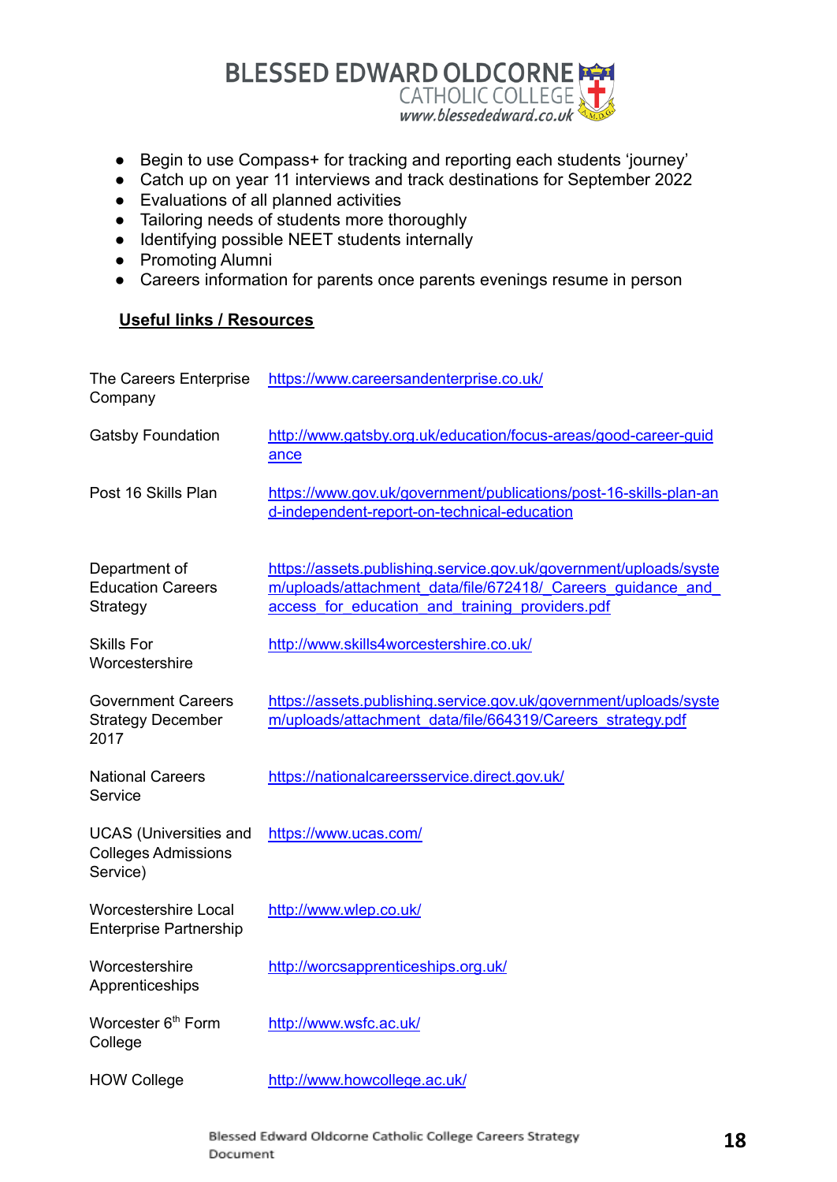- Begin to use Compass+ for tracking and reporting each students 'journey'
- Catch up on year 11 interviews and track destinations for September 2022
- Evaluations of all planned activities
- Tailoring needs of students more thoroughly
- Identifying possible NEET students internally
- Promoting Alumni
- Careers information for parents once parents evenings resume in person

**Useful links / Resources**

| | |
|---|---|
| The Careers Enterprise Company | https://www.careersandenterprise.co.uk/ |
| Gatsby Foundation | http://www.gatsby.org.uk/education/focus-areas/good-career-guidance |
| Post 16 Skills Plan | https://www.gov.uk/government/publications/post-16-skills-plan-and-independent-report-on-technical-education |
| Department of Education Careers Strategy | https://assets.publishing.service.gov.uk/government/uploads/system/uploads/attachment_data/file/672418/_Careers_guidance_and_access_for_education_and_training_providers.pdf |
| Skills For Worcestershire | http://www.skills4worcestershire.co.uk/ |
| Government Careers Strategy December 2017 | https://assets.publishing.service.gov.uk/government/uploads/system/uploads/attachment_data/file/664319/Careers_strategy.pdf |
| National Careers Service | https://nationalcareersservice.direct.gov.uk/ |
| UCAS (Universities and Colleges Admissions Service) | https://www.ucas.com/ |
| Worcestershire Local Enterprise Partnership | http://www.wlep.co.uk/ |
| Worcestershire Apprenticeships | http://worcsapprenticeships.org.uk/ |
| Worcester 6th Form College | http://www.wsfc.ac.uk/ |
| HOW College | http://www.howcollege.ac.uk/ |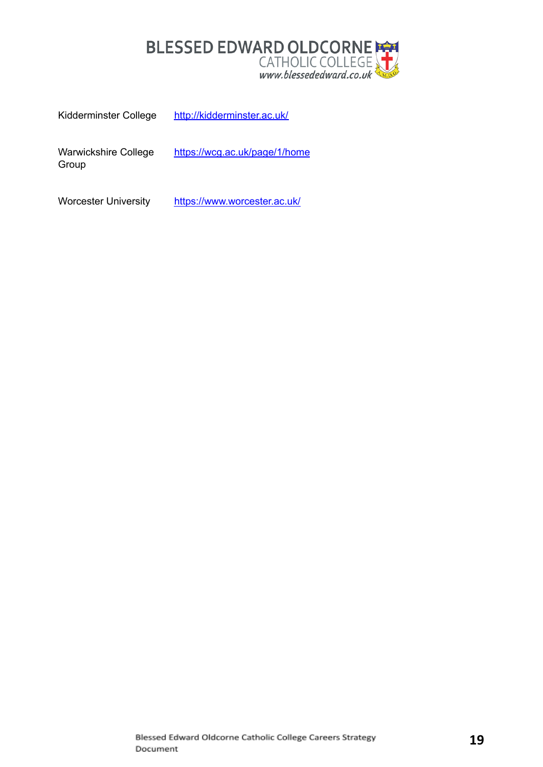| | |
|---|---|
| Kidderminster College | http://kidderminster.ac.uk/ |
| Warwickshire College Group | https://wcg.ac.uk/page/1/home |
| Worcester University | https://www.worcester.ac.uk/ |